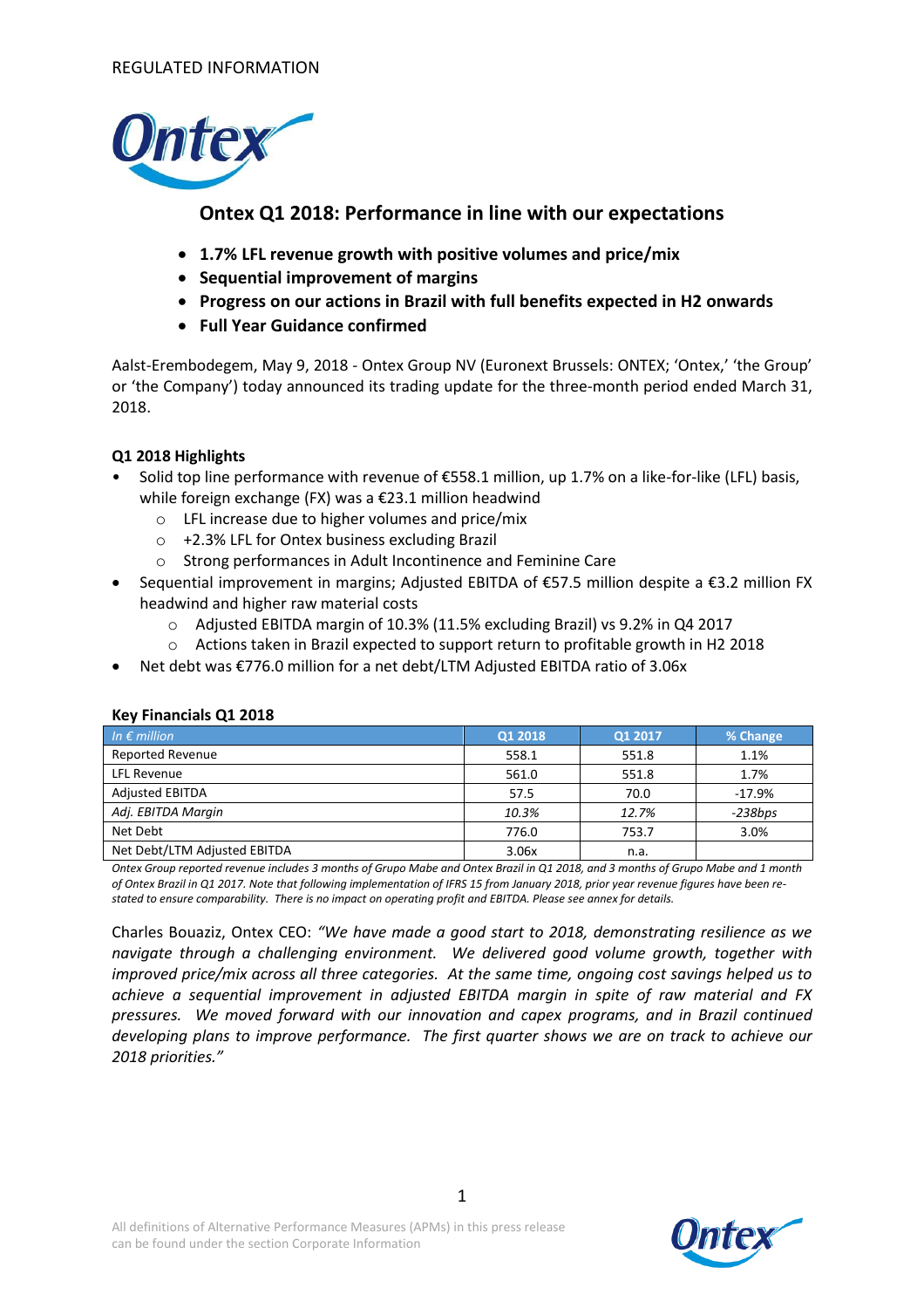REGULATED INFORMATION

# Ontex Q1 2018: Performance in line with our expectations

- **1.7% LFL revenue growth with positive volumes and price/mix**
- **Sequential improvement of margins**
- **Progress on our actions in Brazil with full benefits expected in H2 onwards**
- **Full Year Guidance confirmed**

Aalst-Erembodegem, May 9, 2018 - Ontex Group NV (Euronext Brussels: ONTEX; 'Ontex,' 'the Group' or 'the Company') today announced its trading update for the three-month period ended March 31, 2018.

### Q1 2018 Highlights

- Solid top line performance with revenue of €558.1 million, up 1.7% on a like-for-like (LFL) basis, while foreign exchange (FX) was a €23.1 million headwind
  - LFL increase due to higher volumes and price/mix
  - +2.3% LFL for Ontex business excluding Brazil
  - Strong performances in Adult Incontinence and Feminine Care
- Sequential improvement in margins; Adjusted EBITDA of €57.5 million despite a €3.2 million FX headwind and higher raw material costs
  - Adjusted EBITDA margin of 10.3% (11.5% excluding Brazil) vs 9.2% in Q4 2017
  - Actions taken in Brazil expected to support return to profitable growth in H2 2018
- Net debt was €776.0 million for a net debt/LTM Adjusted EBITDA ratio of 3.06x

### Key Financials Q1 2018

| *In € million* | Q1 2018 | Q1 2017 | % Change |
|---|---|---|---|
| Reported Revenue | 558.1 | 551.8 | 1.1% |
| LFL Revenue | 561.0 | 551.8 | 1.7% |
| Adjusted EBITDA | 57.5 | 70.0 | -17.9% |
| *Adj. EBITDA Margin* | *10.3%* | *12.7%* | *-238bps* |
| Net Debt | 776.0 | 753.7 | 3.0% |
| Net Debt/LTM Adjusted EBITDA | 3.06x | n.a. | |

*Ontex Group reported revenue includes 3 months of Grupo Mabe and Ontex Brazil in Q1 2018, and 3 months of Grupo Mabe and 1 month of Ontex Brazil in Q1 2017. Note that following implementation of IFRS 15 from January 2018, prior year revenue figures have been re-stated to ensure comparability. There is no impact on operating profit and EBITDA. Please see annex for details.*

Charles Bouaziz, Ontex CEO: *"We have made a good start to 2018, demonstrating resilience as we navigate through a challenging environment. We delivered good volume growth, together with improved price/mix across all three categories. At the same time, ongoing cost savings helped us to achieve a sequential improvement in adjusted EBITDA margin in spite of raw material and FX pressures. We moved forward with our innovation and capex programs, and in Brazil continued developing plans to improve performance. The first quarter shows we are on track to achieve our 2018 priorities."*

All definitions of Alternative Performance Measures (APMs) in this press release can be found under the section Corporate Information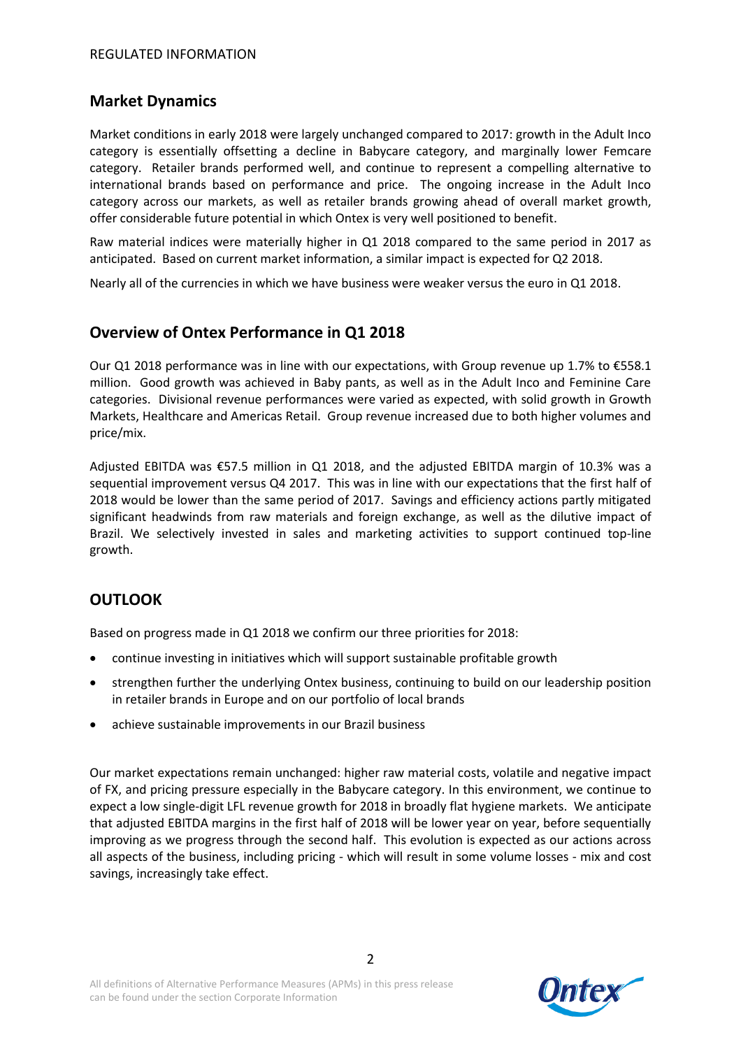## Market Dynamics

Market conditions in early 2018 were largely unchanged compared to 2017: growth in the Adult Inco category is essentially offsetting a decline in Babycare category, and marginally lower Femcare category. Retailer brands performed well, and continue to represent a compelling alternative to international brands based on performance and price. The ongoing increase in the Adult Inco category across our markets, as well as retailer brands growing ahead of overall market growth, offer considerable future potential in which Ontex is very well positioned to benefit.

Raw material indices were materially higher in Q1 2018 compared to the same period in 2017 as anticipated. Based on current market information, a similar impact is expected for Q2 2018.

Nearly all of the currencies in which we have business were weaker versus the euro in Q1 2018.

## Overview of Ontex Performance in Q1 2018

Our Q1 2018 performance was in line with our expectations, with Group revenue up 1.7% to €558.1 million. Good growth was achieved in Baby pants, as well as in the Adult Inco and Feminine Care categories. Divisional revenue performances were varied as expected, with solid growth in Growth Markets, Healthcare and Americas Retail. Group revenue increased due to both higher volumes and price/mix.

Adjusted EBITDA was €57.5 million in Q1 2018, and the adjusted EBITDA margin of 10.3% was a sequential improvement versus Q4 2017. This was in line with our expectations that the first half of 2018 would be lower than the same period of 2017. Savings and efficiency actions partly mitigated significant headwinds from raw materials and foreign exchange, as well as the dilutive impact of Brazil. We selectively invested in sales and marketing activities to support continued top-line growth.

## OUTLOOK

Based on progress made in Q1 2018 we confirm our three priorities for 2018:

- continue investing in initiatives which will support sustainable profitable growth
- strengthen further the underlying Ontex business, continuing to build on our leadership position in retailer brands in Europe and on our portfolio of local brands
- achieve sustainable improvements in our Brazil business

Our market expectations remain unchanged: higher raw material costs, volatile and negative impact of FX, and pricing pressure especially in the Babycare category. In this environment, we continue to expect a low single-digit LFL revenue growth for 2018 in broadly flat hygiene markets. We anticipate that adjusted EBITDA margins in the first half of 2018 will be lower year on year, before sequentially improving as we progress through the second half. This evolution is expected as our actions across all aspects of the business, including pricing - which will result in some volume losses - mix and cost savings, increasingly take effect.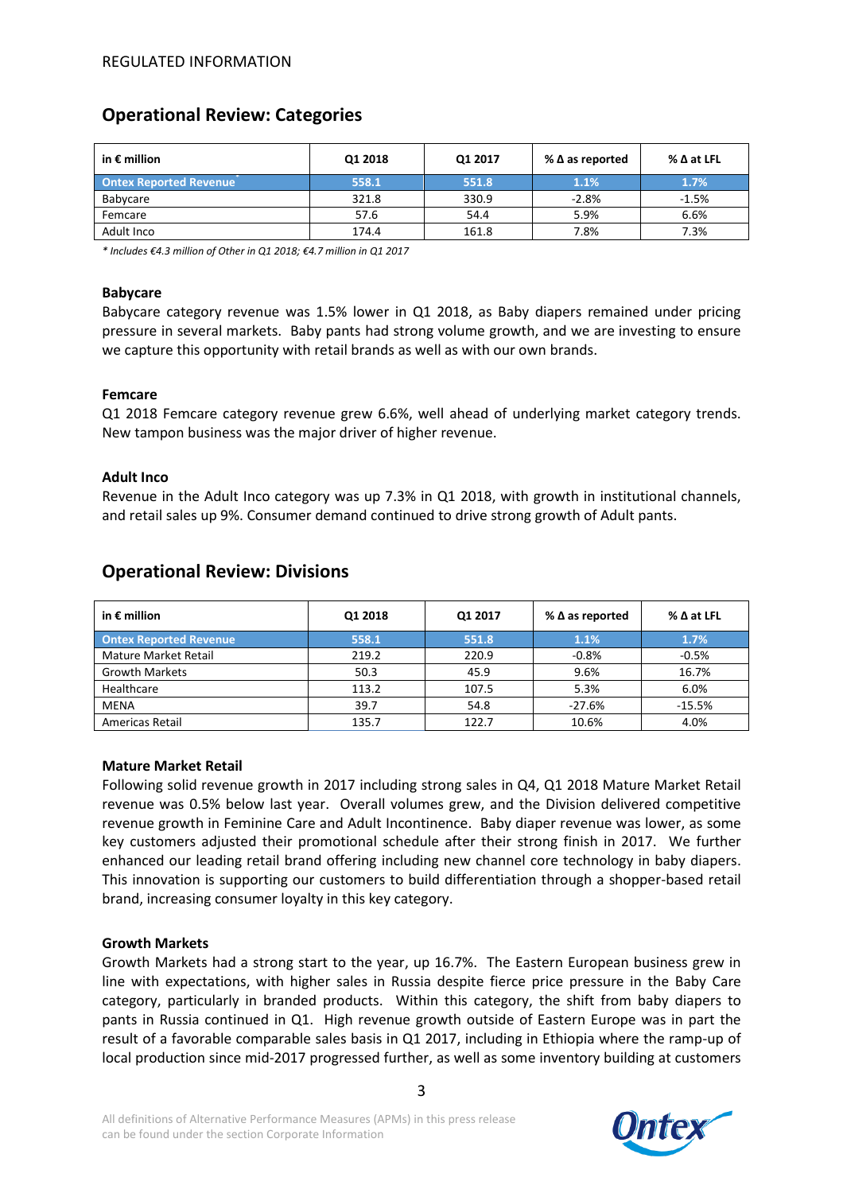REGULATED INFORMATION

## Operational Review: Categories

| in € million | Q1 2018 | Q1 2017 | % Δ as reported | % Δ at LFL |
|---|---|---|---|---|
| **Ontex Reported Revenue*** | **558.1** | **551.8** | **1.1%** | **1.7%** |
| Babycare | 321.8 | 330.9 | -2.8% | -1.5% |
| Femcare | 57.6 | 54.4 | 5.9% | 6.6% |
| Adult Inco | 174.4 | 161.8 | 7.8% | 7.3% |

*\* Includes €4.3 million of Other in Q1 2018; €4.7 million in Q1 2017*

### Babycare

Babycare category revenue was 1.5% lower in Q1 2018, as Baby diapers remained under pricing pressure in several markets. Baby pants had strong volume growth, and we are investing to ensure we capture this opportunity with retail brands as well as with our own brands.

### Femcare

Q1 2018 Femcare category revenue grew 6.6%, well ahead of underlying market category trends. New tampon business was the major driver of higher revenue.

### Adult Inco

Revenue in the Adult Inco category was up 7.3% in Q1 2018, with growth in institutional channels, and retail sales up 9%. Consumer demand continued to drive strong growth of Adult pants.

## Operational Review: Divisions

| in € million | Q1 2018 | Q1 2017 | % Δ as reported | % Δ at LFL |
|---|---|---|---|---|
| **Ontex Reported Revenue** | **558.1** | **551.8** | **1.1%** | **1.7%** |
| Mature Market Retail | 219.2 | 220.9 | -0.8% | -0.5% |
| Growth Markets | 50.3 | 45.9 | 9.6% | 16.7% |
| Healthcare | 113.2 | 107.5 | 5.3% | 6.0% |
| MENA | 39.7 | 54.8 | -27.6% | -15.5% |
| Americas Retail | 135.7 | 122.7 | 10.6% | 4.0% |

### Mature Market Retail

Following solid revenue growth in 2017 including strong sales in Q4, Q1 2018 Mature Market Retail revenue was 0.5% below last year. Overall volumes grew, and the Division delivered competitive revenue growth in Feminine Care and Adult Incontinence. Baby diaper revenue was lower, as some key customers adjusted their promotional schedule after their strong finish in 2017. We further enhanced our leading retail brand offering including new channel core technology in baby diapers. This innovation is supporting our customers to build differentiation through a shopper-based retail brand, increasing consumer loyalty in this key category.

### Growth Markets

Growth Markets had a strong start to the year, up 16.7%. The Eastern European business grew in line with expectations, with higher sales in Russia despite fierce price pressure in the Baby Care category, particularly in branded products. Within this category, the shift from baby diapers to pants in Russia continued in Q1. High revenue growth outside of Eastern Europe was in part the result of a favorable comparable sales basis in Q1 2017, including in Ethiopia where the ramp-up of local production since mid-2017 progressed further, as well as some inventory building at customers

All definitions of Alternative Performance Measures (APMs) in this press release can be found under the section Corporate Information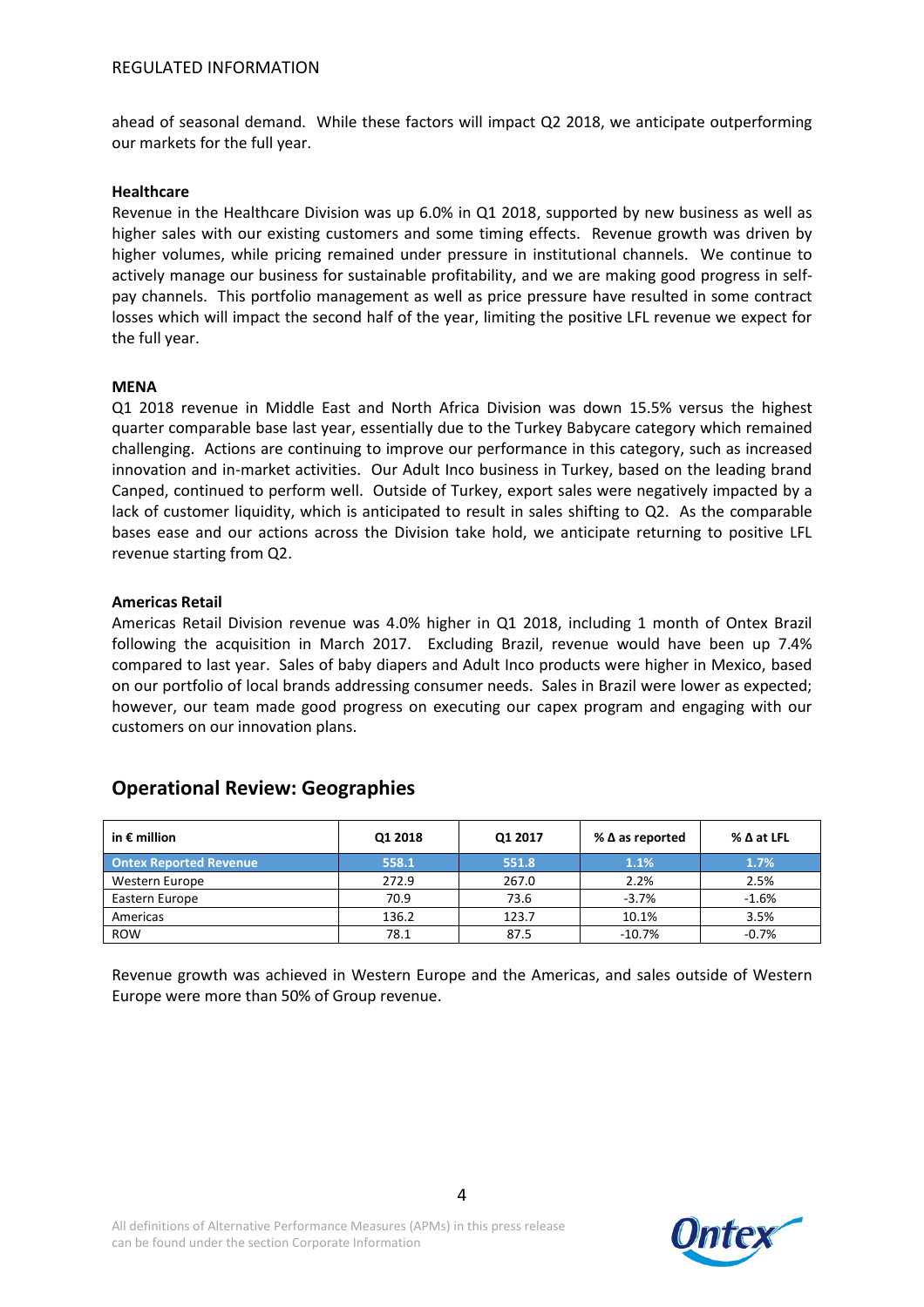ahead of seasonal demand.  While these factors will impact Q2 2018, we anticipate outperforming our markets for the full year.

**Healthcare**

Revenue in the Healthcare Division was up 6.0% in Q1 2018, supported by new business as well as higher sales with our existing customers and some timing effects.  Revenue growth was driven by higher volumes, while pricing remained under pressure in institutional channels.  We continue to actively manage our business for sustainable profitability, and we are making good progress in self-pay channels.  This portfolio management as well as price pressure have resulted in some contract losses which will impact the second half of the year, limiting the positive LFL revenue we expect for the full year.

**MENA**

Q1 2018 revenue in Middle East and North Africa Division was down 15.5% versus the highest quarter comparable base last year, essentially due to the Turkey Babycare category which remained challenging.  Actions are continuing to improve our performance in this category, such as increased innovation and in-market activities.  Our Adult Inco business in Turkey, based on the leading brand Canped, continued to perform well.  Outside of Turkey, export sales were negatively impacted by a lack of customer liquidity, which is anticipated to result in sales shifting to Q2.  As the comparable bases ease and our actions across the Division take hold, we anticipate returning to positive LFL revenue starting from Q2.

**Americas Retail**

Americas Retail Division revenue was 4.0% higher in Q1 2018, including 1 month of Ontex Brazil following the acquisition in March 2017.  Excluding Brazil, revenue would have been up 7.4% compared to last year.  Sales of baby diapers and Adult Inco products were higher in Mexico, based on our portfolio of local brands addressing consumer needs.  Sales in Brazil were lower as expected; however, our team made good progress on executing our capex program and engaging with our customers on our innovation plans.

## Operational Review: Geographies

| in € million | Q1 2018 | Q1 2017 | % Δ as reported | % Δ at LFL |
|---|---|---|---|---|
| **Ontex Reported Revenue** | **558.1** | **551.8** | **1.1%** | **1.7%** |
| Western Europe | 272.9 | 267.0 | 2.2% | 2.5% |
| Eastern Europe | 70.9 | 73.6 | -3.7% | -1.6% |
| Americas | 136.2 | 123.7 | 10.1% | 3.5% |
| ROW | 78.1 | 87.5 | -10.7% | -0.7% |

Revenue growth was achieved in Western Europe and the Americas, and sales outside of Western Europe were more than 50% of Group revenue.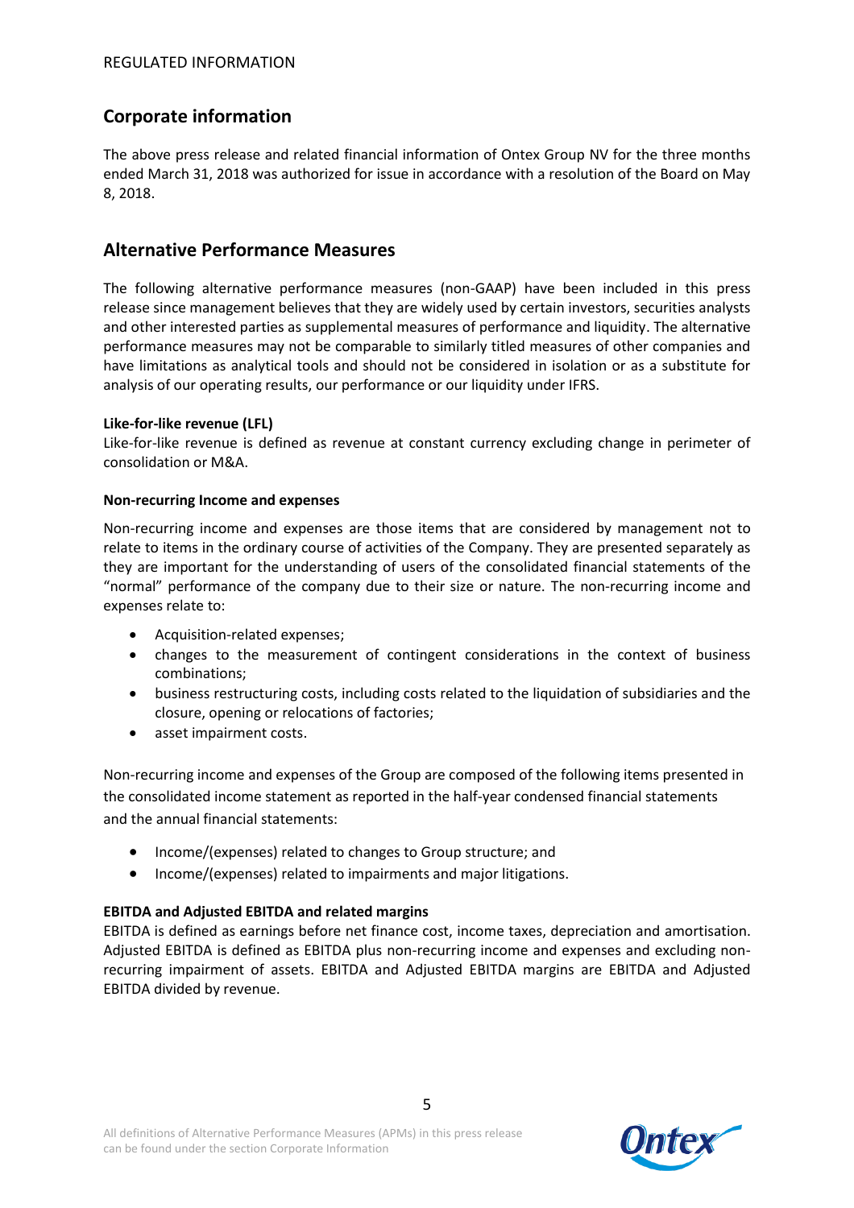REGULATED INFORMATION

## Corporate information

The above press release and related financial information of Ontex Group NV for the three months ended March 31, 2018 was authorized for issue in accordance with a resolution of the Board on May 8, 2018.

## Alternative Performance Measures

The following alternative performance measures (non-GAAP) have been included in this press release since management believes that they are widely used by certain investors, securities analysts and other interested parties as supplemental measures of performance and liquidity. The alternative performance measures may not be comparable to similarly titled measures of other companies and have limitations as analytical tools and should not be considered in isolation or as a substitute for analysis of our operating results, our performance or our liquidity under IFRS.

**Like-for-like revenue (LFL)**

Like-for-like revenue is defined as revenue at constant currency excluding change in perimeter of consolidation or M&A.

**Non-recurring Income and expenses**

Non-recurring income and expenses are those items that are considered by management not to relate to items in the ordinary course of activities of the Company. They are presented separately as they are important for the understanding of users of the consolidated financial statements of the "normal" performance of the company due to their size or nature. The non-recurring income and expenses relate to:

- Acquisition-related expenses;
- changes to the measurement of contingent considerations in the context of business combinations;
- business restructuring costs, including costs related to the liquidation of subsidiaries and the closure, opening or relocations of factories;
- asset impairment costs.

Non-recurring income and expenses of the Group are composed of the following items presented in the consolidated income statement as reported in the half-year condensed financial statements and the annual financial statements:

- Income/(expenses) related to changes to Group structure; and
- Income/(expenses) related to impairments and major litigations.

**EBITDA and Adjusted EBITDA and related margins**

EBITDA is defined as earnings before net finance cost, income taxes, depreciation and amortisation. Adjusted EBITDA is defined as EBITDA plus non-recurring income and expenses and excluding non-recurring impairment of assets. EBITDA and Adjusted EBITDA margins are EBITDA and Adjusted EBITDA divided by revenue.

All definitions of Alternative Performance Measures (APMs) in this press release can be found under the section Corporate Information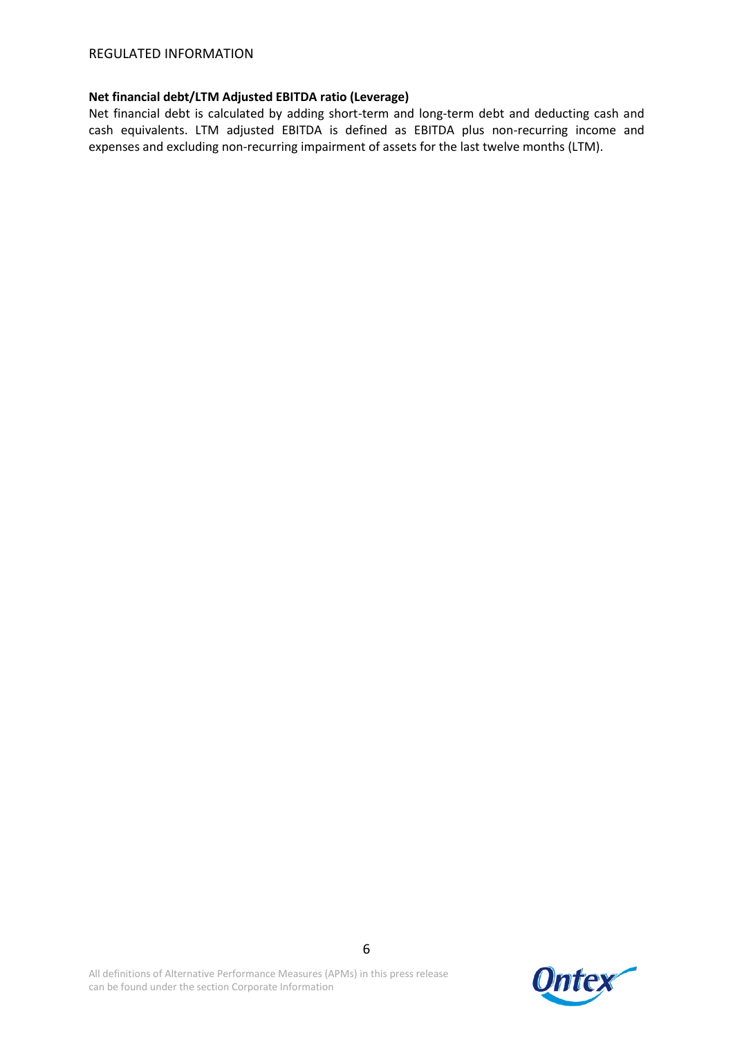**Net financial debt/LTM Adjusted EBITDA ratio (Leverage)**

Net financial debt is calculated by adding short-term and long-term debt and deducting cash and cash equivalents. LTM adjusted EBITDA is defined as EBITDA plus non-recurring income and expenses and excluding non-recurring impairment of assets for the last twelve months (LTM).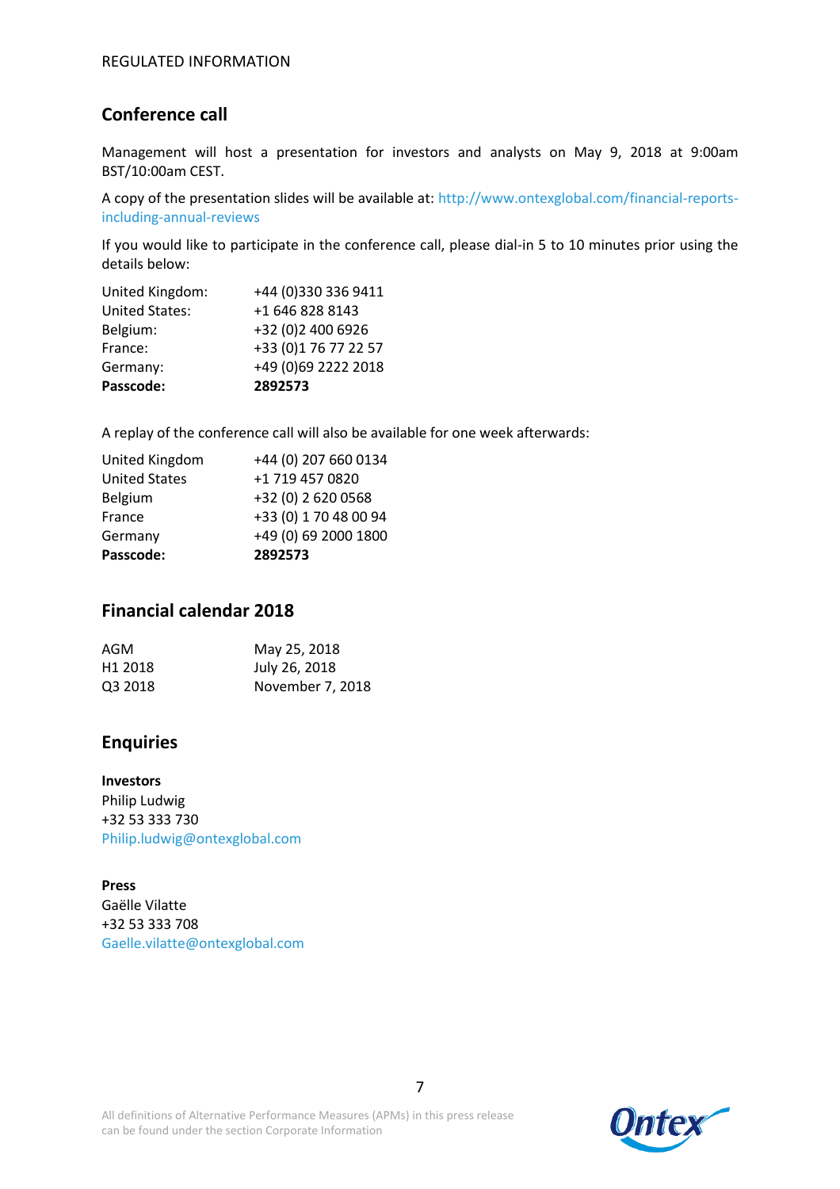REGULATED INFORMATION

## Conference call

Management will host a presentation for investors and analysts on May 9, 2018 at 9:00am BST/10:00am CEST.

A copy of the presentation slides will be available at: http://www.ontexglobal.com/financial-reports-including-annual-reviews

If you would like to participate in the conference call, please dial-in 5 to 10 minutes prior using the details below:

| | |
|---|---|
| United Kingdom: | +44 (0)330 336 9411 |
| United States: | +1 646 828 8143 |
| Belgium: | +32 (0)2 400 6926 |
| France: | +33 (0)1 76 77 22 57 |
| Germany: | +49 (0)69 2222 2018 |
| **Passcode:** | **2892573** |

A replay of the conference call will also be available for one week afterwards:

| | |
|---|---|
| United Kingdom | +44 (0) 207 660 0134 |
| United States | +1 719 457 0820 |
| Belgium | +32 (0) 2 620 0568 |
| France | +33 (0) 1 70 48 00 94 |
| Germany | +49 (0) 69 2000 1800 |
| **Passcode:** | **2892573** |

## Financial calendar 2018

| | |
|---|---|
| AGM | May 25, 2018 |
| H1 2018 | July 26, 2018 |
| Q3 2018 | November 7, 2018 |

## Enquiries

**Investors**
Philip Ludwig
+32 53 333 730
Philip.ludwig@ontexglobal.com

**Press**
Gaëlle Vilatte
+32 53 333 708
Gaelle.vilatte@ontexglobal.com

All definitions of Alternative Performance Measures (APMs) in this press release can be found under the section Corporate Information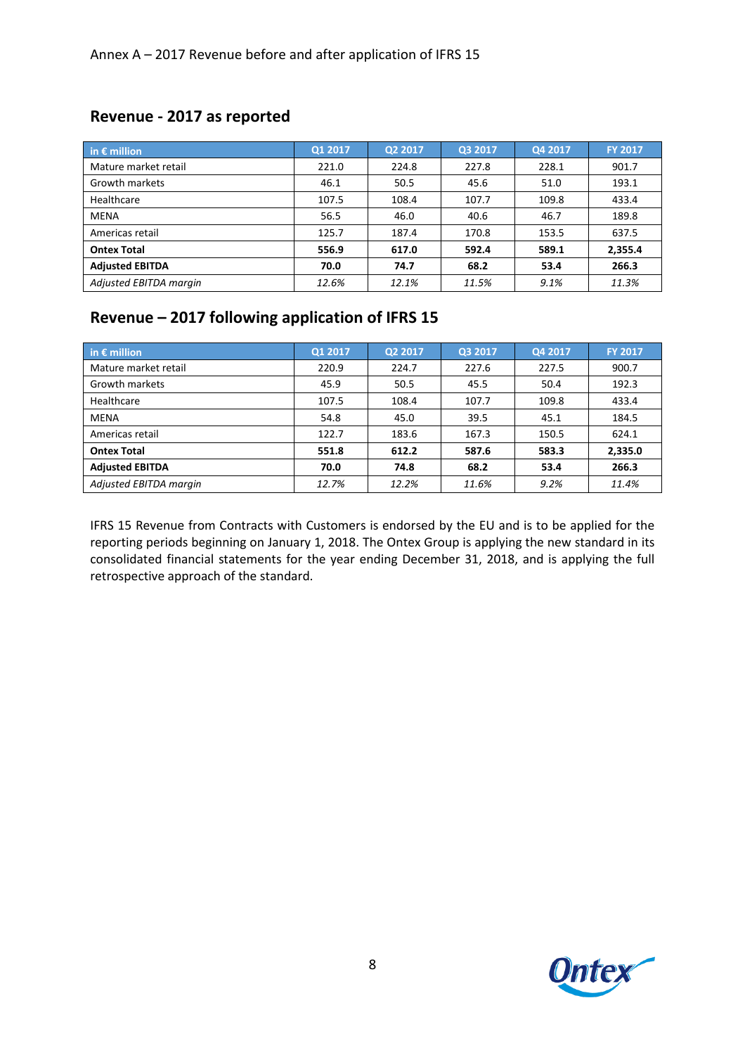Annex A – 2017 Revenue before and after application of IFRS 15

## Revenue - 2017 as reported

| in € million | Q1 2017 | Q2 2017 | Q3 2017 | Q4 2017 | FY 2017 |
|---|---|---|---|---|---|
| Mature market retail | 221.0 | 224.8 | 227.8 | 228.1 | 901.7 |
| Growth markets | 46.1 | 50.5 | 45.6 | 51.0 | 193.1 |
| Healthcare | 107.5 | 108.4 | 107.7 | 109.8 | 433.4 |
| MENA | 56.5 | 46.0 | 40.6 | 46.7 | 189.8 |
| Americas retail | 125.7 | 187.4 | 170.8 | 153.5 | 637.5 |
| **Ontex Total** | **556.9** | **617.0** | **592.4** | **589.1** | **2,355.4** |
| **Adjusted EBITDA** | **70.0** | **74.7** | **68.2** | **53.4** | **266.3** |
| *Adjusted EBITDA margin* | *12.6%* | *12.1%* | *11.5%* | *9.1%* | *11.3%* |

## Revenue – 2017 following application of IFRS 15

| in € million | Q1 2017 | Q2 2017 | Q3 2017 | Q4 2017 | FY 2017 |
|---|---|---|---|---|---|
| Mature market retail | 220.9 | 224.7 | 227.6 | 227.5 | 900.7 |
| Growth markets | 45.9 | 50.5 | 45.5 | 50.4 | 192.3 |
| Healthcare | 107.5 | 108.4 | 107.7 | 109.8 | 433.4 |
| MENA | 54.8 | 45.0 | 39.5 | 45.1 | 184.5 |
| Americas retail | 122.7 | 183.6 | 167.3 | 150.5 | 624.1 |
| **Ontex Total** | **551.8** | **612.2** | **587.6** | **583.3** | **2,335.0** |
| **Adjusted EBITDA** | **70.0** | **74.8** | **68.2** | **53.4** | **266.3** |
| *Adjusted EBITDA margin* | *12.7%* | *12.2%* | *11.6%* | *9.2%* | *11.4%* |

IFRS 15 Revenue from Contracts with Customers is endorsed by the EU and is to be applied for the reporting periods beginning on January 1, 2018. The Ontex Group is applying the new standard in its consolidated financial statements for the year ending December 31, 2018, and is applying the full retrospective approach of the standard.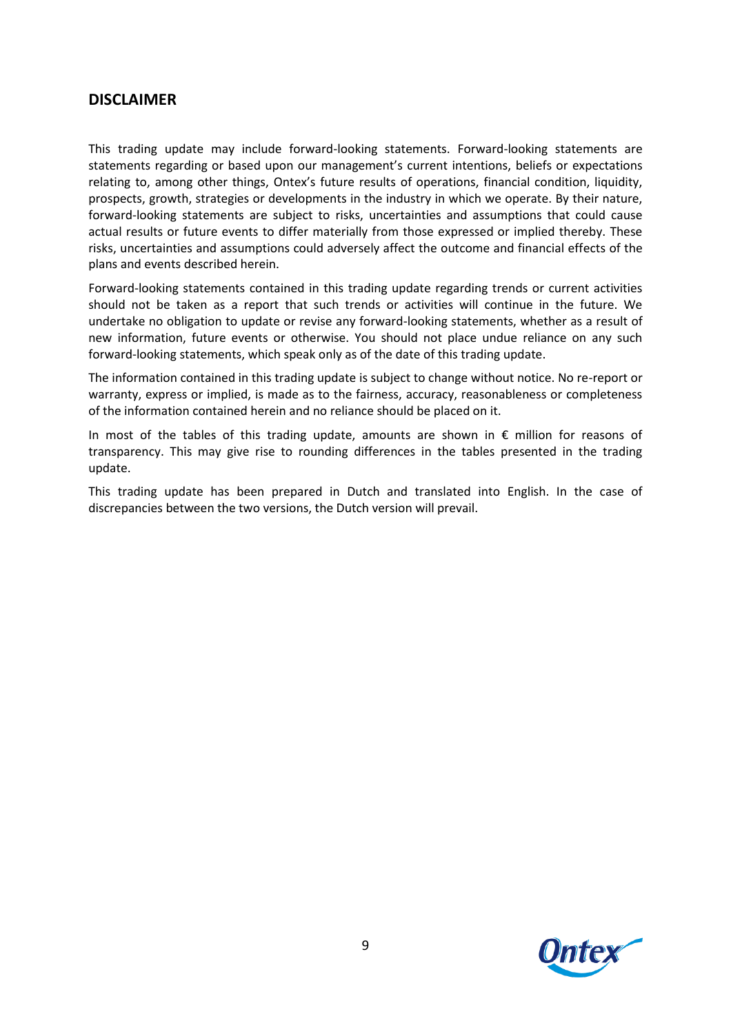## DISCLAIMER

This trading update may include forward-looking statements. Forward-looking statements are statements regarding or based upon our management's current intentions, beliefs or expectations relating to, among other things, Ontex's future results of operations, financial condition, liquidity, prospects, growth, strategies or developments in the industry in which we operate. By their nature, forward-looking statements are subject to risks, uncertainties and assumptions that could cause actual results or future events to differ materially from those expressed or implied thereby. These risks, uncertainties and assumptions could adversely affect the outcome and financial effects of the plans and events described herein.

Forward-looking statements contained in this trading update regarding trends or current activities should not be taken as a report that such trends or activities will continue in the future. We undertake no obligation to update or revise any forward-looking statements, whether as a result of new information, future events or otherwise. You should not place undue reliance on any such forward-looking statements, which speak only as of the date of this trading update.

The information contained in this trading update is subject to change without notice. No re-report or warranty, express or implied, is made as to the fairness, accuracy, reasonableness or completeness of the information contained herein and no reliance should be placed on it.

In most of the tables of this trading update, amounts are shown in € million for reasons of transparency. This may give rise to rounding differences in the tables presented in the trading update.

This trading update has been prepared in Dutch and translated into English. In the case of discrepancies between the two versions, the Dutch version will prevail.